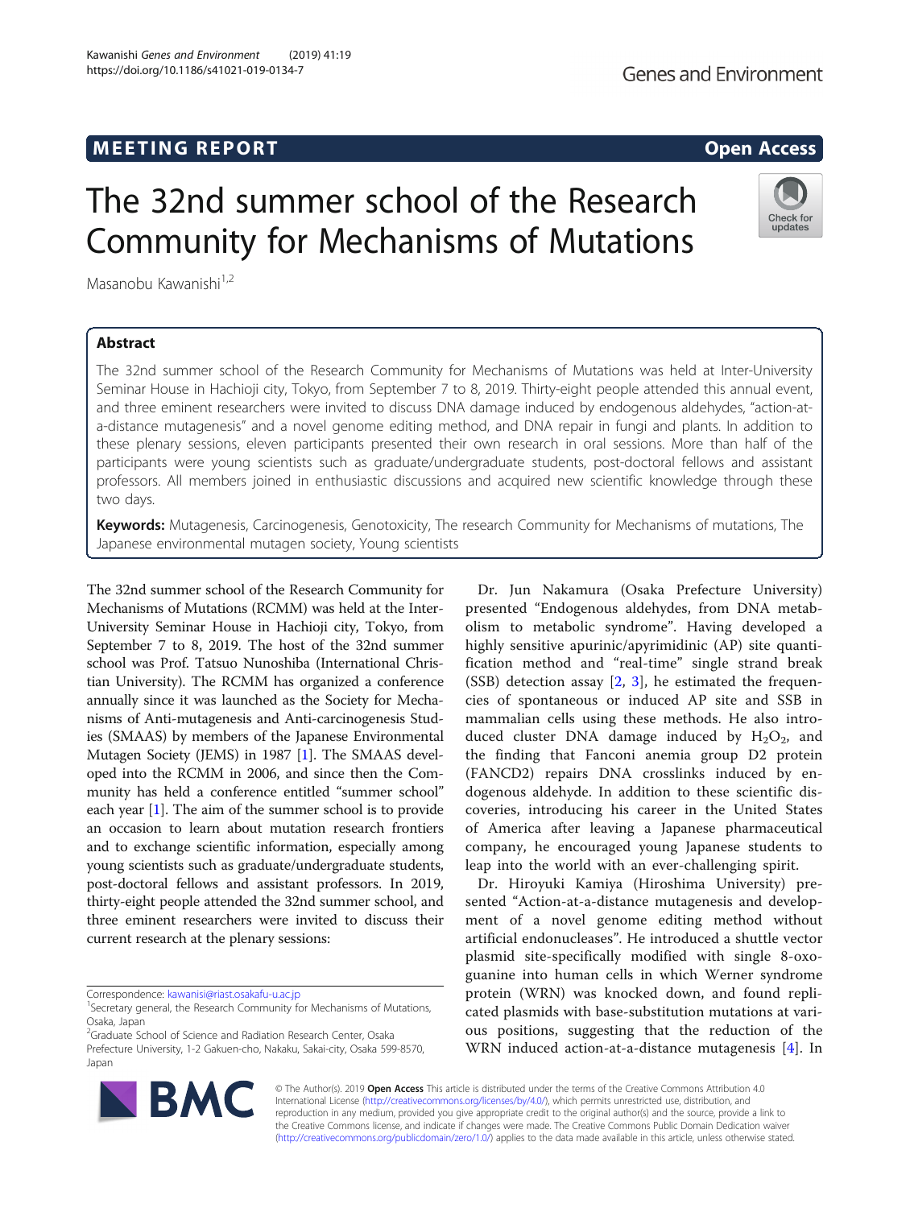MEETING REPORT

Open Access

# The 32nd summer school of the Research Community for Mechanisms of Mutations

Masanobu Kawanishi[1,2]

## Abstract

The 32nd summer school of the Research Community for Mechanisms of Mutations was held at Inter-University Seminar House in Hachioji city, Tokyo, from September 7 to 8, 2019. Thirty-eight people attended this annual event, and three eminent researchers were invited to discuss DNA damage induced by endogenous aldehydes, "action-at-a-distance mutagenesis" and a novel genome editing method, and DNA repair in fungi and plants. In addition to these plenary sessions, eleven participants presented their own research in oral sessions. More than half of the participants were young scientists such as graduate/undergraduate students, post-doctoral fellows and assistant professors. All members joined in enthusiastic discussions and acquired new scientific knowledge through these two days.

**Keywords:** Mutagenesis, Carcinogenesis, Genotoxicity, The research Community for Mechanisms of mutations, The Japanese environmental mutagen society, Young scientists

The 32nd summer school of the Research Community for Mechanisms of Mutations (RCMM) was held at the Inter-University Seminar House in Hachioji city, Tokyo, from September 7 to 8, 2019. The host of the 32nd summer school was Prof. Tatsuo Nunoshiba (International Christian University). The RCMM has organized a conference annually since it was launched as the Society for Mechanisms of Anti-mutagenesis and Anti-carcinogenesis Studies (SMAAS) by members of the Japanese Environmental Mutagen Society (JEMS) in 1987 [1]. The SMAAS developed into the RCMM in 2006, and since then the Community has held a conference entitled "summer school" each year [1]. The aim of the summer school is to provide an occasion to learn about mutation research frontiers and to exchange scientific information, especially among young scientists such as graduate/undergraduate students, post-doctoral fellows and assistant professors. In 2019, thirty-eight people attended the 32nd summer school, and three eminent researchers were invited to discuss their current research at the plenary sessions:

Dr. Jun Nakamura (Osaka Prefecture University) presented "Endogenous aldehydes, from DNA metabolism to metabolic syndrome". Having developed a highly sensitive apurinic/apyrimidinic (AP) site quantification method and "real-time" single strand break (SSB) detection assay [2, 3], he estimated the frequencies of spontaneous or induced AP site and SSB in mammalian cells using these methods. He also introduced cluster DNA damage induced by $H_2O_2$, and the finding that Fanconi anemia group D2 protein (FANCD2) repairs DNA crosslinks induced by endogenous aldehyde. In addition to these scientific discoveries, introducing his career in the United States of America after leaving a Japanese pharmaceutical company, he encouraged young Japanese students to leap into the world with an ever-challenging spirit.

Dr. Hiroyuki Kamiya (Hiroshima University) presented "Action-at-a-distance mutagenesis and development of a novel genome editing method without artificial endonucleases". He introduced a shuttle vector plasmid site-specifically modified with single 8-oxo-guanine into human cells in which Werner syndrome protein (WRN) was knocked down, and found replicated plasmids with base-substitution mutations at various positions, suggesting that the reduction of the WRN induced action-at-a-distance mutagenesis [4]. In

Correspondence: kawanisi@riast.osakafu-u.ac.jp

[1]Secretary general, the Research Community for Mechanisms of Mutations, Osaka, Japan

[2]Graduate School of Science and Radiation Research Center, Osaka Prefecture University, 1-2 Gakuen-cho, Nakaku, Sakai-city, Osaka 599-8570, Japan

© The Author(s). 2019 **Open Access** This article is distributed under the terms of the Creative Commons Attribution 4.0 International License (http://creativecommons.org/licenses/by/4.0/), which permits unrestricted use, distribution, and reproduction in any medium, provided you give appropriate credit to the original author(s) and the source, provide a link to the Creative Commons license, and indicate if changes were made. The Creative Commons Public Domain Dedication waiver (http://creativecommons.org/publicdomain/zero/1.0/) applies to the data made available in this article, unless otherwise stated.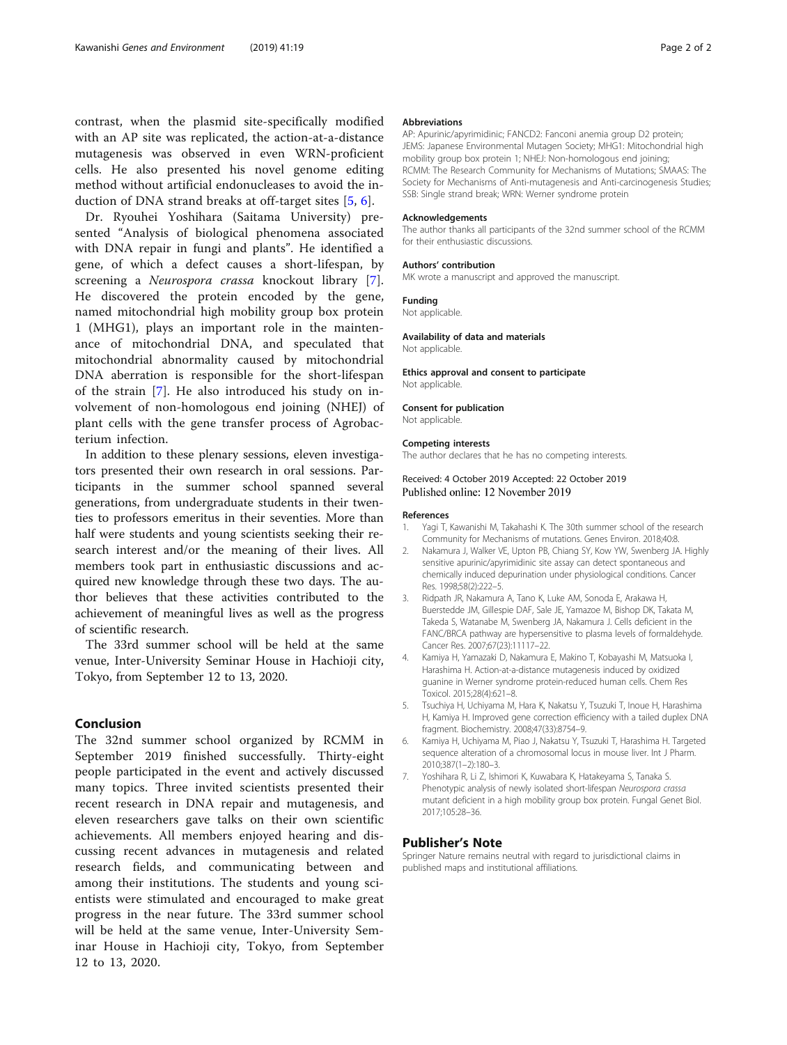contrast, when the plasmid site-specifically modified with an AP site was replicated, the action-at-a-distance mutagenesis was observed in even WRN-proficient cells. He also presented his novel genome editing method without artificial endonucleases to avoid the induction of DNA strand breaks at off-target sites [5, 6].

Dr. Ryouhei Yoshihara (Saitama University) presented "Analysis of biological phenomena associated with DNA repair in fungi and plants". He identified a gene, of which a defect causes a short-lifespan, by screening a *Neurospora crassa* knockout library [7]. He discovered the protein encoded by the gene, named mitochondrial high mobility group box protein 1 (MHG1), plays an important role in the maintenance of mitochondrial DNA, and speculated that mitochondrial abnormality caused by mitochondrial DNA aberration is responsible for the short-lifespan of the strain [7]. He also introduced his study on involvement of non-homologous end joining (NHEJ) of plant cells with the gene transfer process of Agrobacterium infection.

In addition to these plenary sessions, eleven investigators presented their own research in oral sessions. Participants in the summer school spanned several generations, from undergraduate students in their twenties to professors emeritus in their seventies. More than half were students and young scientists seeking their research interest and/or the meaning of their lives. All members took part in enthusiastic discussions and acquired new knowledge through these two days. The author believes that these activities contributed to the achievement of meaningful lives as well as the progress of scientific research.

The 33rd summer school will be held at the same venue, Inter-University Seminar House in Hachioji city, Tokyo, from September 12 to 13, 2020.

## Conclusion

The 32nd summer school organized by RCMM in September 2019 finished successfully. Thirty-eight people participated in the event and actively discussed many topics. Three invited scientists presented their recent research in DNA repair and mutagenesis, and eleven researchers gave talks on their own scientific achievements. All members enjoyed hearing and discussing recent advances in mutagenesis and related research fields, and communicating between and among their institutions. The students and young scientists were stimulated and encouraged to make great progress in the near future. The 33rd summer school will be held at the same venue, Inter-University Seminar House in Hachioji city, Tokyo, from September 12 to 13, 2020.

#### Abbreviations

AP: Apurinic/apyrimidinic; FANCD2: Fanconi anemia group D2 protein; JEMS: Japanese Environmental Mutagen Society; MHG1: Mitochondrial high mobility group box protein 1; NHEJ: Non-homologous end joining; RCMM: The Research Community for Mechanisms of Mutations; SMAAS: The Society for Mechanisms of Anti-mutagenesis and Anti-carcinogenesis Studies; SSB: Single strand break; WRN: Werner syndrome protein

#### Acknowledgements

The author thanks all participants of the 32nd summer school of the RCMM for their enthusiastic discussions.

#### Authors' contribution

MK wrote a manuscript and approved the manuscript.

#### Funding

Not applicable.

#### Availability of data and materials

Not applicable.

#### Ethics approval and consent to participate

Not applicable.

#### Consent for publication

Not applicable.

#### Competing interests

The author declares that he has no competing interests.

Received: 4 October 2019 Accepted: 22 October 2019
Published online: 12 November 2019

#### References

1. Yagi T, Kawanishi M, Takahashi K. The 30th summer school of the research Community for Mechanisms of mutations. Genes Environ. 2018;40:8.
2. Nakamura J, Walker VE, Upton PB, Chiang SY, Kow YW, Swenberg JA. Highly sensitive apurinic/apyrimidinic site assay can detect spontaneous and chemically induced depurination under physiological conditions. Cancer Res. 1998;58(2):222–5.
3. Ridpath JR, Nakamura A, Tano K, Luke AM, Sonoda E, Arakawa H, Buerstedde JM, Gillespie DAF, Sale JE, Yamazoe M, Bishop DK, Takata M, Takeda S, Watanabe M, Swenberg JA, Nakamura J. Cells deficient in the FANC/BRCA pathway are hypersensitive to plasma levels of formaldehyde. Cancer Res. 2007;67(23):11117–22.
4. Kamiya H, Yamazaki D, Nakamura E, Makino T, Kobayashi M, Matsuoka I, Harashima H. Action-at-a-distance mutagenesis induced by oxidized guanine in Werner syndrome protein-reduced human cells. Chem Res Toxicol. 2015;28(4):621–8.
5. Tsuchiya H, Uchiyama M, Hara K, Nakatsu Y, Tsuzuki T, Inoue H, Harashima H, Kamiya H. Improved gene correction efficiency with a tailed duplex DNA fragment. Biochemistry. 2008;47(33):8754–9.
6. Kamiya H, Uchiyama M, Piao J, Nakatsu Y, Tsuzuki T, Harashima H. Targeted sequence alteration of a chromosomal locus in mouse liver. Int J Pharm. 2010;387(1–2):180–3.
7. Yoshihara R, Li Z, Ishimori K, Kuwabara K, Hatakeyama S, Tanaka S. Phenotypic analysis of newly isolated short-lifespan *Neurospora crassa* mutant deficient in a high mobility group box protein. Fungal Genet Biol. 2017;105:28–36.

## Publisher's Note

Springer Nature remains neutral with regard to jurisdictional claims in published maps and institutional affiliations.